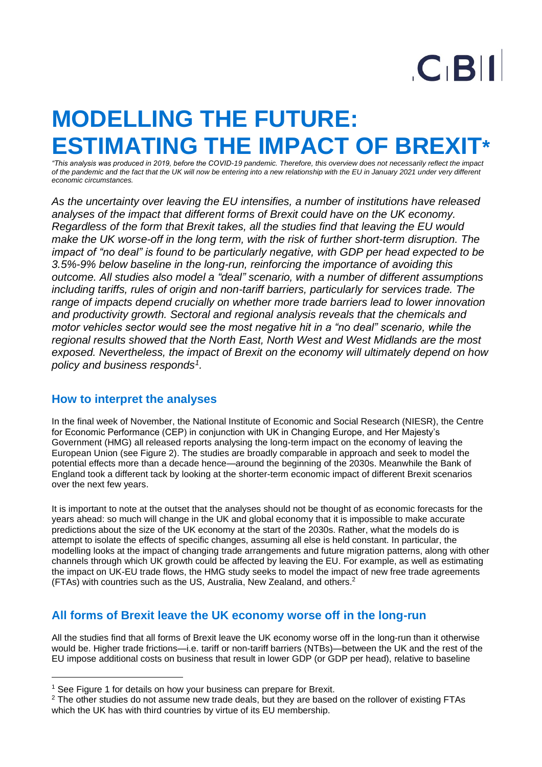# MODELLING THE FUTURE: ESTIMATING THE IMPACT OF BREXIT*

*"This analysis was produced in 2019, before the COVID-19 pandemic. Therefore, this overview does not necessarily reflect the impact of the pandemic and the fact that the UK will now be entering into a new relationship with the EU in January 2021 under very different economic circumstances.*

*As the uncertainty over leaving the EU intensifies, a number of institutions have released analyses of the impact that different forms of Brexit could have on the UK economy. Regardless of the form that Brexit takes, all the studies find that leaving the EU would make the UK worse-off in the long term, with the risk of further short-term disruption. The impact of "no deal" is found to be particularly negative, with GDP per head expected to be 3.5%-9% below baseline in the long-run, reinforcing the importance of avoiding this outcome. All studies also model a "deal" scenario, with a number of different assumptions including tariffs, rules of origin and non-tariff barriers, particularly for services trade. The range of impacts depend crucially on whether more trade barriers lead to lower innovation and productivity growth. Sectoral and regional analysis reveals that the chemicals and motor vehicles sector would see the most negative hit in a "no deal" scenario, while the regional results showed that the North East, North West and West Midlands are the most exposed. Nevertheless, the impact of Brexit on the economy will ultimately depend on how policy and business responds[1].*

## How to interpret the analyses

In the final week of November, the National Institute of Economic and Social Research (NIESR), the Centre for Economic Performance (CEP) in conjunction with UK in Changing Europe, and Her Majesty's Government (HMG) all released reports analysing the long-term impact on the economy of leaving the European Union (see Figure 2). The studies are broadly comparable in approach and seek to model the potential effects more than a decade hence—around the beginning of the 2030s. Meanwhile the Bank of England took a different tack by looking at the shorter-term economic impact of different Brexit scenarios over the next few years.

It is important to note at the outset that the analyses should not be thought of as economic forecasts for the years ahead: so much will change in the UK and global economy that it is impossible to make accurate predictions about the size of the UK economy at the start of the 2030s. Rather, what the models do is attempt to isolate the effects of specific changes, assuming all else is held constant. In particular, the modelling looks at the impact of changing trade arrangements and future migration patterns, along with other channels through which UK growth could be affected by leaving the EU. For example, as well as estimating the impact on UK-EU trade flows, the HMG study seeks to model the impact of new free trade agreements (FTAs) with countries such as the US, Australia, New Zealand, and others.[2]

## All forms of Brexit leave the UK economy worse off in the long-run

All the studies find that all forms of Brexit leave the UK economy worse off in the long-run than it otherwise would be. Higher trade frictions—i.e. tariff or non-tariff barriers (NTBs)—between the UK and the rest of the EU impose additional costs on business that result in lower GDP (or GDP per head), relative to baseline

[1] See Figure 1 for details on how your business can prepare for Brexit.

[2] The other studies do not assume new trade deals, but they are based on the rollover of existing FTAs which the UK has with third countries by virtue of its EU membership.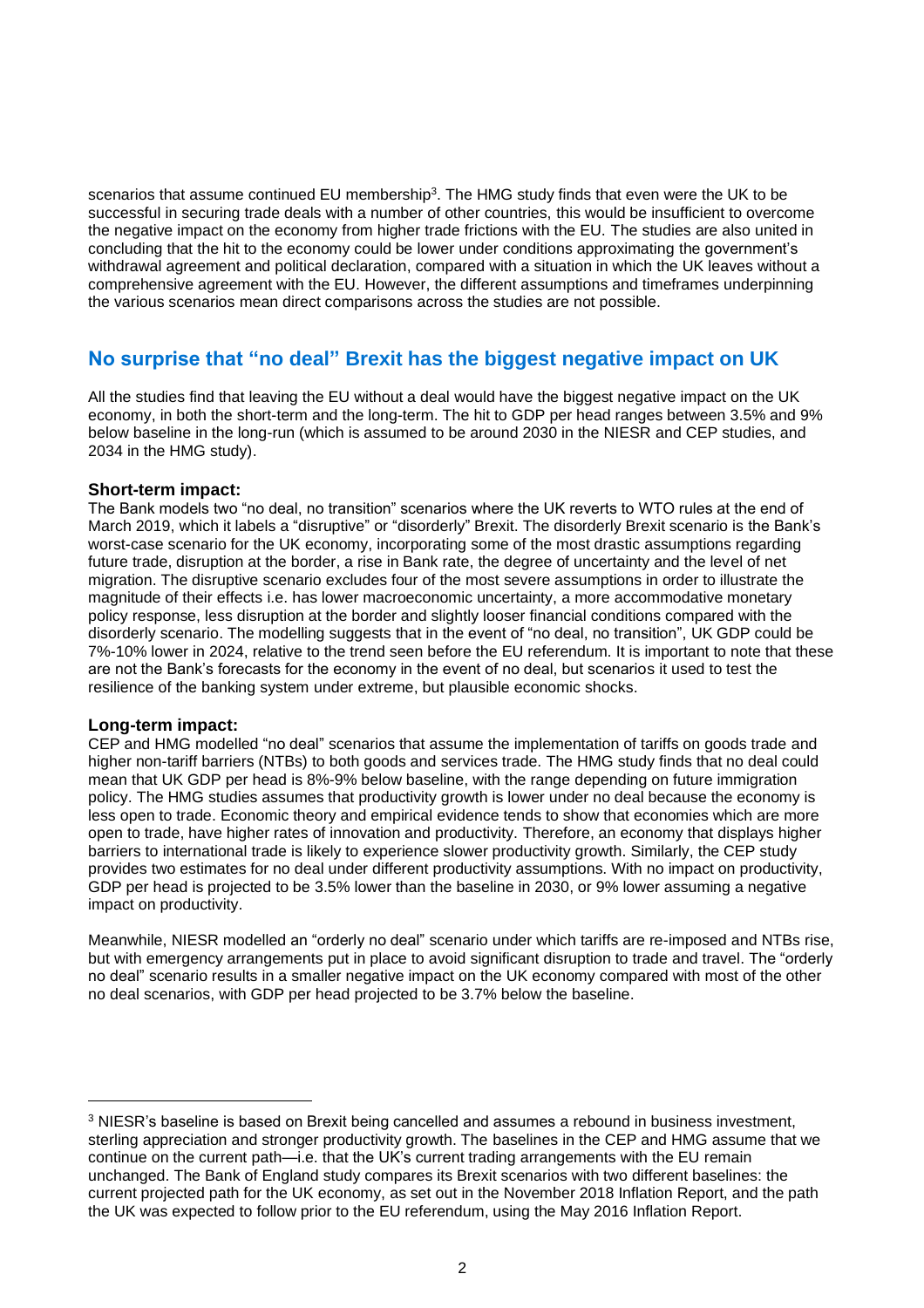scenarios that assume continued EU membership[3]. The HMG study finds that even were the UK to be successful in securing trade deals with a number of other countries, this would be insufficient to overcome the negative impact on the economy from higher trade frictions with the EU. The studies are also united in concluding that the hit to the economy could be lower under conditions approximating the government's withdrawal agreement and political declaration, compared with a situation in which the UK leaves without a comprehensive agreement with the EU. However, the different assumptions and timeframes underpinning the various scenarios mean direct comparisons across the studies are not possible.

## No surprise that "no deal" Brexit has the biggest negative impact on UK

All the studies find that leaving the EU without a deal would have the biggest negative impact on the UK economy, in both the short-term and the long-term. The hit to GDP per head ranges between 3.5% and 9% below baseline in the long-run (which is assumed to be around 2030 in the NIESR and CEP studies, and 2034 in the HMG study).

### Short-term impact:

The Bank models two "no deal, no transition" scenarios where the UK reverts to WTO rules at the end of March 2019, which it labels a "disruptive" or "disorderly" Brexit. The disorderly Brexit scenario is the Bank's worst-case scenario for the UK economy, incorporating some of the most drastic assumptions regarding future trade, disruption at the border, a rise in Bank rate, the degree of uncertainty and the level of net migration. The disruptive scenario excludes four of the most severe assumptions in order to illustrate the magnitude of their effects i.e. has lower macroeconomic uncertainty, a more accommodative monetary policy response, less disruption at the border and slightly looser financial conditions compared with the disorderly scenario. The modelling suggests that in the event of "no deal, no transition", UK GDP could be 7%-10% lower in 2024, relative to the trend seen before the EU referendum. It is important to note that these are not the Bank's forecasts for the economy in the event of no deal, but scenarios it used to test the resilience of the banking system under extreme, but plausible economic shocks.

### Long-term impact:

CEP and HMG modelled "no deal" scenarios that assume the implementation of tariffs on goods trade and higher non-tariff barriers (NTBs) to both goods and services trade. The HMG study finds that no deal could mean that UK GDP per head is 8%-9% below baseline, with the range depending on future immigration policy. The HMG studies assumes that productivity growth is lower under no deal because the economy is less open to trade. Economic theory and empirical evidence tends to show that economies which are more open to trade, have higher rates of innovation and productivity. Therefore, an economy that displays higher barriers to international trade is likely to experience slower productivity growth. Similarly, the CEP study provides two estimates for no deal under different productivity assumptions. With no impact on productivity, GDP per head is projected to be 3.5% lower than the baseline in 2030, or 9% lower assuming a negative impact on productivity.

Meanwhile, NIESR modelled an "orderly no deal" scenario under which tariffs are re-imposed and NTBs rise, but with emergency arrangements put in place to avoid significant disruption to trade and travel. The "orderly no deal" scenario results in a smaller negative impact on the UK economy compared with most of the other no deal scenarios, with GDP per head projected to be 3.7% below the baseline.

---

[3] NIESR's baseline is based on Brexit being cancelled and assumes a rebound in business investment, sterling appreciation and stronger productivity growth. The baselines in the CEP and HMG assume that we continue on the current path—i.e. that the UK's current trading arrangements with the EU remain unchanged. The Bank of England study compares its Brexit scenarios with two different baselines: the current projected path for the UK economy, as set out in the November 2018 Inflation Report, and the path the UK was expected to follow prior to the EU referendum, using the May 2016 Inflation Report.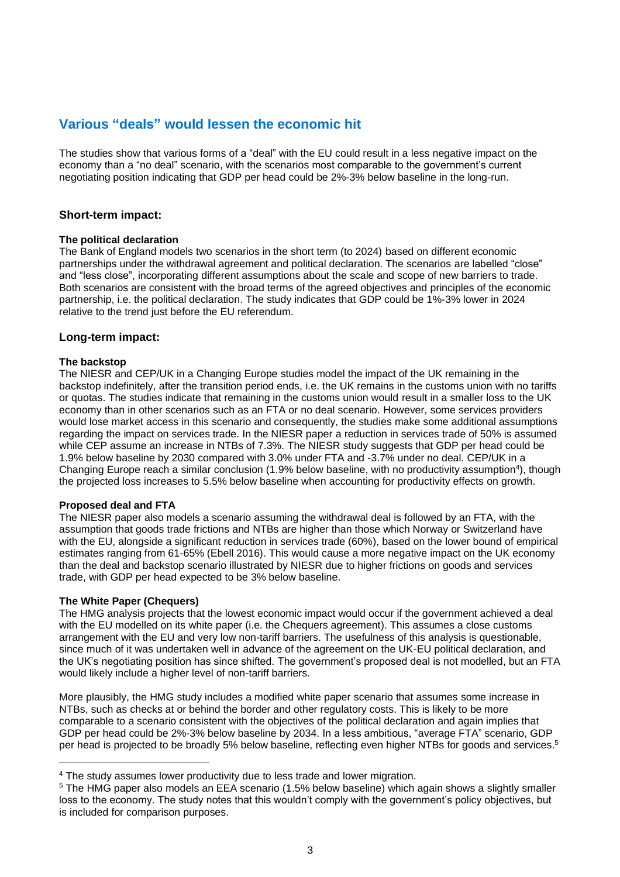## Various "deals" would lessen the economic hit

The studies show that various forms of a "deal" with the EU could result in a less negative impact on the economy than a "no deal" scenario, with the scenarios most comparable to the government's current negotiating position indicating that GDP per head could be 2%-3% below baseline in the long-run.

### Short-term impact:

**The political declaration**
The Bank of England models two scenarios in the short term (to 2024) based on different economic partnerships under the withdrawal agreement and political declaration. The scenarios are labelled "close" and "less close", incorporating different assumptions about the scale and scope of new barriers to trade. Both scenarios are consistent with the broad terms of the agreed objectives and principles of the economic partnership, i.e. the political declaration. The study indicates that GDP could be 1%-3% lower in 2024 relative to the trend just before the EU referendum.

### Long-term impact:

**The backstop**
The NIESR and CEP/UK in a Changing Europe studies model the impact of the UK remaining in the backstop indefinitely, after the transition period ends, i.e. the UK remains in the customs union with no tariffs or quotas. The studies indicate that remaining in the customs union would result in a smaller loss to the UK economy than in other scenarios such as an FTA or no deal scenario. However, some services providers would lose market access in this scenario and consequently, the studies make some additional assumptions regarding the impact on services trade. In the NIESR paper a reduction in services trade of 50% is assumed while CEP assume an increase in NTBs of 7.3%. The NIESR study suggests that GDP per head could be 1.9% below baseline by 2030 compared with 3.0% under FTA and -3.7% under no deal. CEP/UK in a Changing Europe reach a similar conclusion (1.9% below baseline, with no productivity assumption[4]), though the projected loss increases to 5.5% below baseline when accounting for productivity effects on growth.

**Proposed deal and FTA**
The NIESR paper also models a scenario assuming the withdrawal deal is followed by an FTA, with the assumption that goods trade frictions and NTBs are higher than those which Norway or Switzerland have with the EU, alongside a significant reduction in services trade (60%), based on the lower bound of empirical estimates ranging from 61-65% (Ebell 2016). This would cause a more negative impact on the UK economy than the deal and backstop scenario illustrated by NIESR due to higher frictions on goods and services trade, with GDP per head expected to be 3% below baseline.

**The White Paper (Chequers)**
The HMG analysis projects that the lowest economic impact would occur if the government achieved a deal with the EU modelled on its white paper (i.e. the Chequers agreement). This assumes a close customs arrangement with the EU and very low non-tariff barriers. The usefulness of this analysis is questionable, since much of it was undertaken well in advance of the agreement on the UK-EU political declaration, and the UK's negotiating position has since shifted. The government's proposed deal is not modelled, but an FTA would likely include a higher level of non-tariff barriers.

More plausibly, the HMG study includes a modified white paper scenario that assumes some increase in NTBs, such as checks at or behind the border and other regulatory costs. This is likely to be more comparable to a scenario consistent with the objectives of the political declaration and again implies that GDP per head could be 2%-3% below baseline by 2034. In a less ambitious, "average FTA" scenario, GDP per head is projected to be broadly 5% below baseline, reflecting even higher NTBs for goods and services.[5]

---

[4] The study assumes lower productivity due to less trade and lower migration.

[5] The HMG paper also models an EEA scenario (1.5% below baseline) which again shows a slightly smaller loss to the economy. The study notes that this wouldn't comply with the government's policy objectives, but is included for comparison purposes.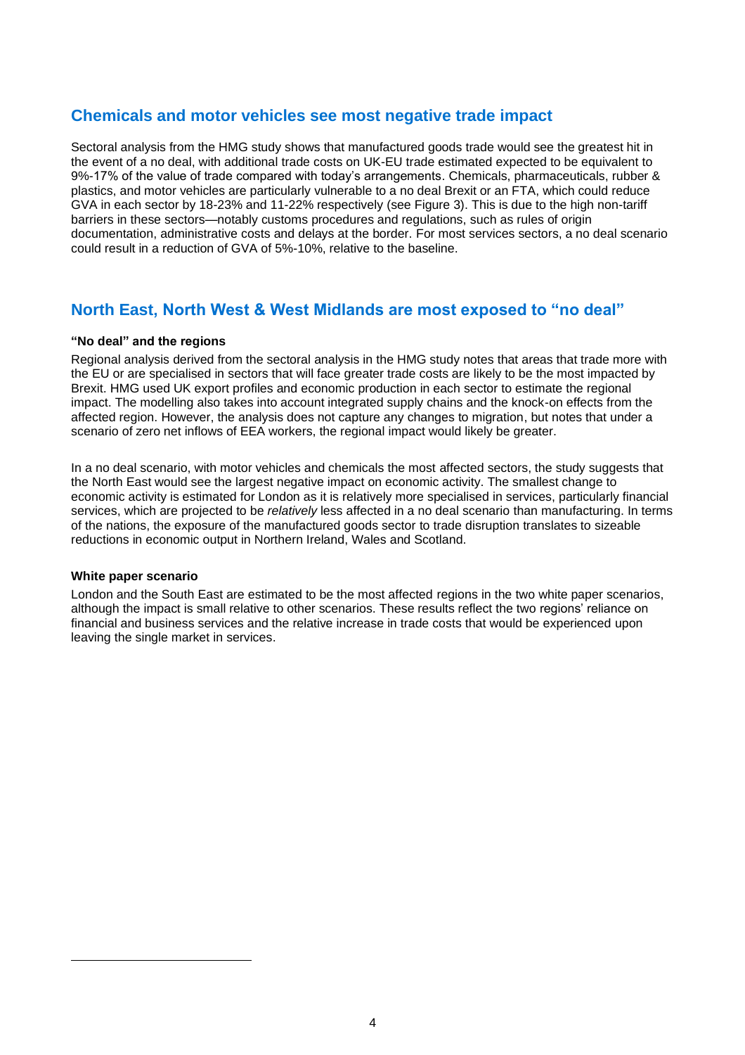## Chemicals and motor vehicles see most negative trade impact

Sectoral analysis from the HMG study shows that manufactured goods trade would see the greatest hit in the event of a no deal, with additional trade costs on UK-EU trade estimated expected to be equivalent to 9%-17% of the value of trade compared with today's arrangements. Chemicals, pharmaceuticals, rubber & plastics, and motor vehicles are particularly vulnerable to a no deal Brexit or an FTA, which could reduce GVA in each sector by 18-23% and 11-22% respectively (see Figure 3). This is due to the high non-tariff barriers in these sectors—notably customs procedures and regulations, such as rules of origin documentation, administrative costs and delays at the border. For most services sectors, a no deal scenario could result in a reduction of GVA of 5%-10%, relative to the baseline.

## North East, North West & West Midlands are most exposed to "no deal"

**"No deal" and the regions**

Regional analysis derived from the sectoral analysis in the HMG study notes that areas that trade more with the EU or are specialised in sectors that will face greater trade costs are likely to be the most impacted by Brexit. HMG used UK export profiles and economic production in each sector to estimate the regional impact. The modelling also takes into account integrated supply chains and the knock-on effects from the affected region. However, the analysis does not capture any changes to migration, but notes that under a scenario of zero net inflows of EEA workers, the regional impact would likely be greater.

In a no deal scenario, with motor vehicles and chemicals the most affected sectors, the study suggests that the North East would see the largest negative impact on economic activity. The smallest change to economic activity is estimated for London as it is relatively more specialised in services, particularly financial services, which are projected to be *relatively* less affected in a no deal scenario than manufacturing. In terms of the nations, the exposure of the manufactured goods sector to trade disruption translates to sizeable reductions in economic output in Northern Ireland, Wales and Scotland.

**White paper scenario**

London and the South East are estimated to be the most affected regions in the two white paper scenarios, although the impact is small relative to other scenarios. These results reflect the two regions' reliance on financial and business services and the relative increase in trade costs that would be experienced upon leaving the single market in services.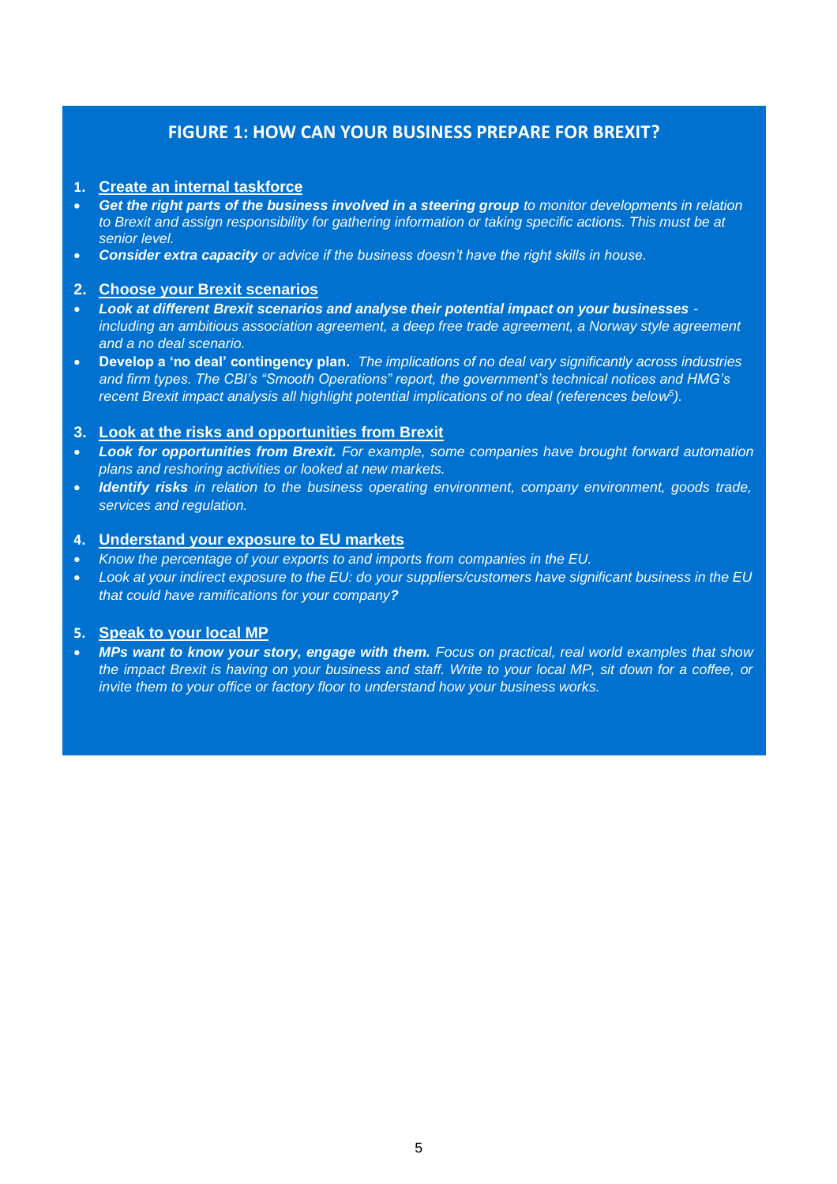## FIGURE 1: HOW CAN YOUR BUSINESS PREPARE FOR BREXIT?

1. **Create an internal taskforce**

- ***Get the right parts of the business involved in a steering group*** *to monitor developments in relation to Brexit and assign responsibility for gathering information or taking specific actions. This must be at senior level.*
- ***Consider extra capacity*** *or advice if the business doesn't have the right skills in house.*

2. **Choose your Brexit scenarios**

- ***Look at different Brexit scenarios and analyse their potential impact on your businesses*** *- including an ambitious association agreement, a deep free trade agreement, a Norway style agreement and a no deal scenario.*
- **Develop a 'no deal' contingency plan.** *The implications of no deal vary significantly across industries and firm types. The CBI's "Smooth Operations" report, the government's technical notices and HMG's recent Brexit impact analysis all highlight potential implications of no deal (references below[5]).*

3. **Look at the risks and opportunities from Brexit**

- ***Look for opportunities from Brexit.*** *For example, some companies have brought forward automation plans and reshoring activities or looked at new markets.*
- ***Identify risks*** *in relation to the business operating environment, company environment, goods trade, services and regulation.*

4. **Understand your exposure to EU markets**

- *Know the percentage of your exports to and imports from companies in the EU.*
- *Look at your indirect exposure to the EU: do your suppliers/customers have significant business in the EU that could have ramifications for your company?*

5. **Speak to your local MP**

- ***MPs want to know your story, engage with them.*** *Focus on practical, real world examples that show the impact Brexit is having on your business and staff. Write to your local MP, sit down for a coffee, or invite them to your office or factory floor to understand how your business works.*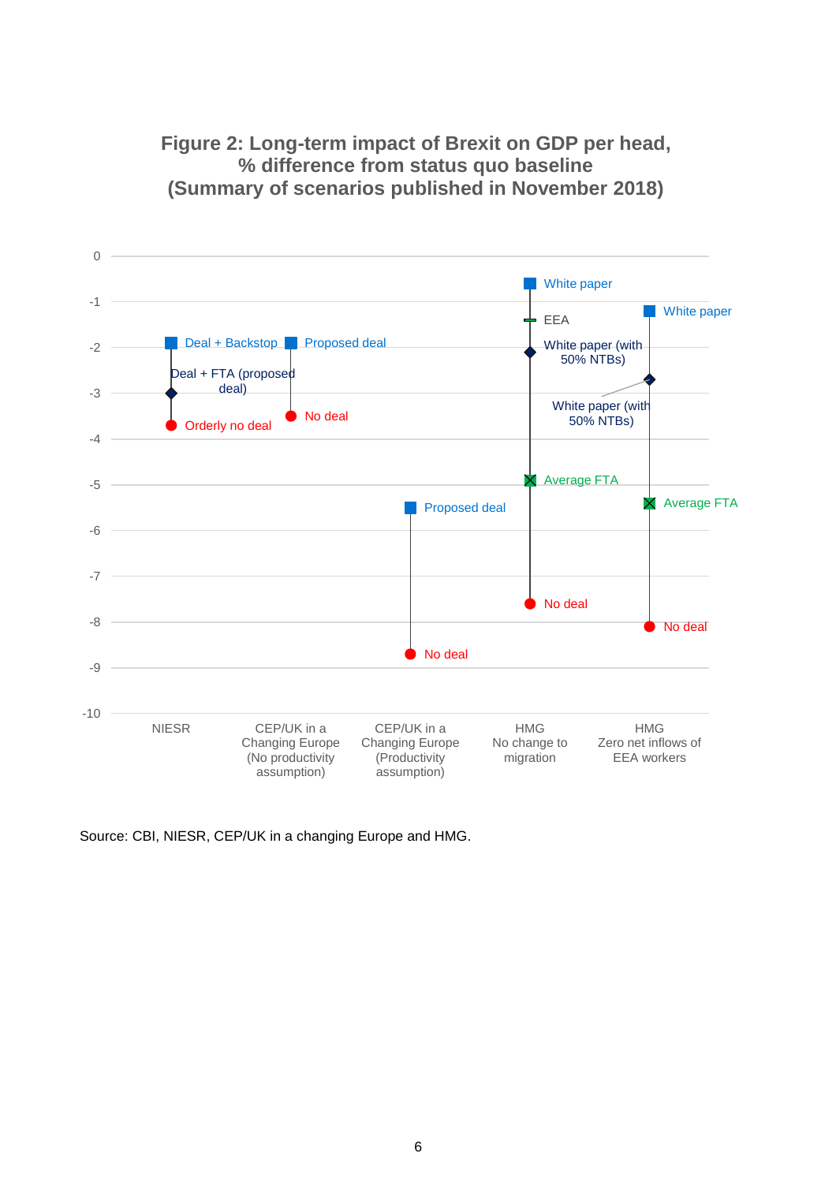**Figure 2: Long-term impact of Brexit on GDP per head, % difference from status quo baseline (Summary of scenarios published in November 2018)**

| | NIESR | CEP/UK in a Changing Europe (No productivity assumption) | CEP/UK in a Changing Europe (Productivity assumption) | HMG No change to migration | HMG Zero net inflows of EEA workers |
|---|---|---|---|---|---|
| Deal + Backstop | -1.9 | | | | |
| Deal + FTA (proposed deal) | -3.0 | | | | |
| Orderly no deal | -3.7 | | | | |
| Proposed deal | | -1.9 | -5.5 | | |
| No deal | | -3.5 | -8.7 | -7.6 | -8.1 |
| White paper | | | | -0.6 | -1.2 |
| EEA | | | | -1.4 | |
| White paper (with 50% NTBs) | | | | -2.1 | -2.7 |
| Average FTA | | | | -4.9 | -5.4 |

Source: CBI, NIESR, CEP/UK in a changing Europe and HMG.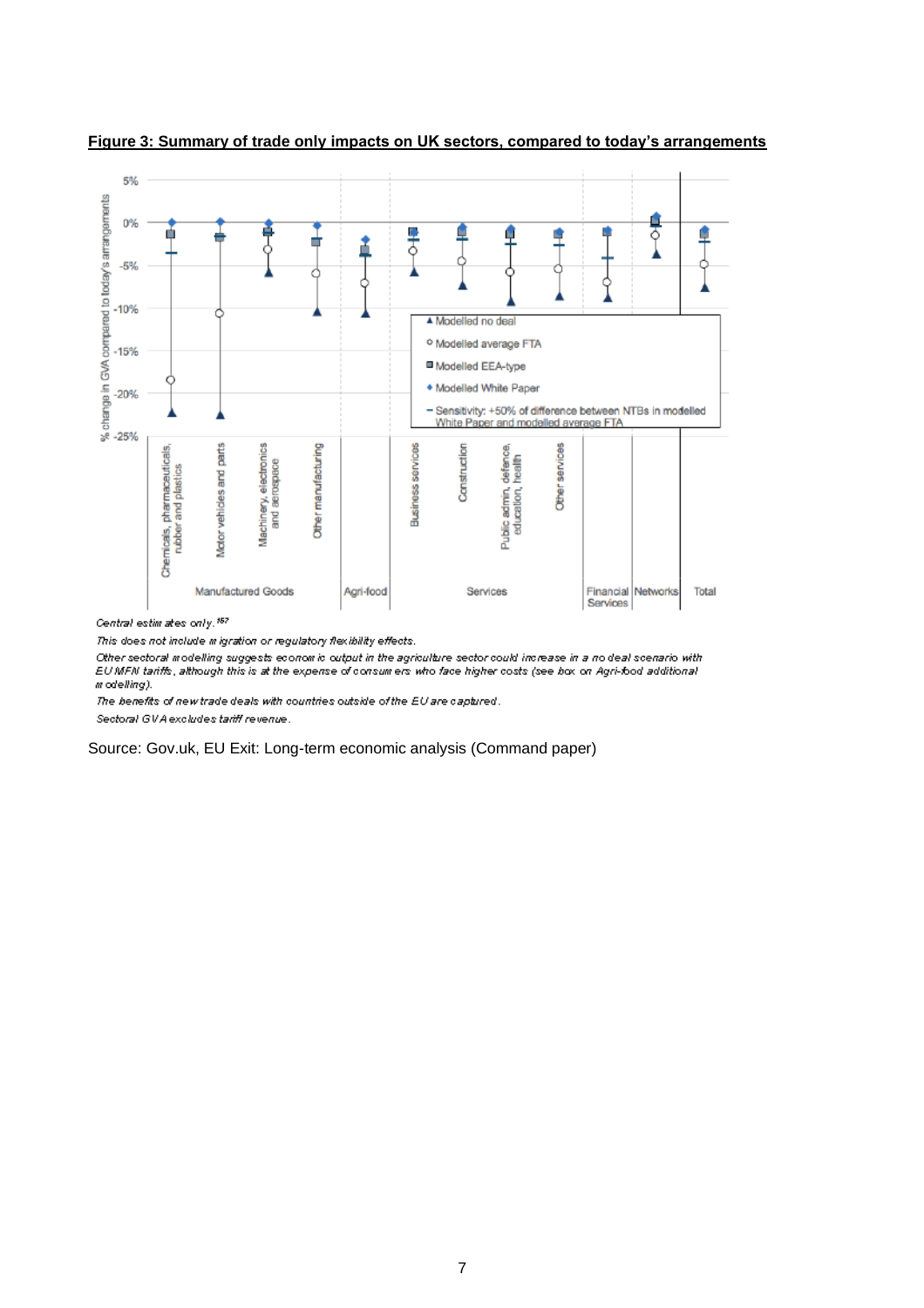**Figure 3: Summary of trade only impacts on UK sectors, compared to today's arrangements**

*Central estimates only.*[157]

*This does not include migration or regulatory flexibility effects.*

*Other sectoral modelling suggests economic output in the agriculture sector could increase in a no deal scenario with EU MFN tariffs, although this is at the expense of consumers who face higher costs (see box on Agri-food additional modelling).*

*The benefits of new trade deals with countries outside of the EU are captured.*

*Sectoral GVA excludes tariff revenue.*

Source: Gov.uk, EU Exit: Long-term economic analysis (Command paper)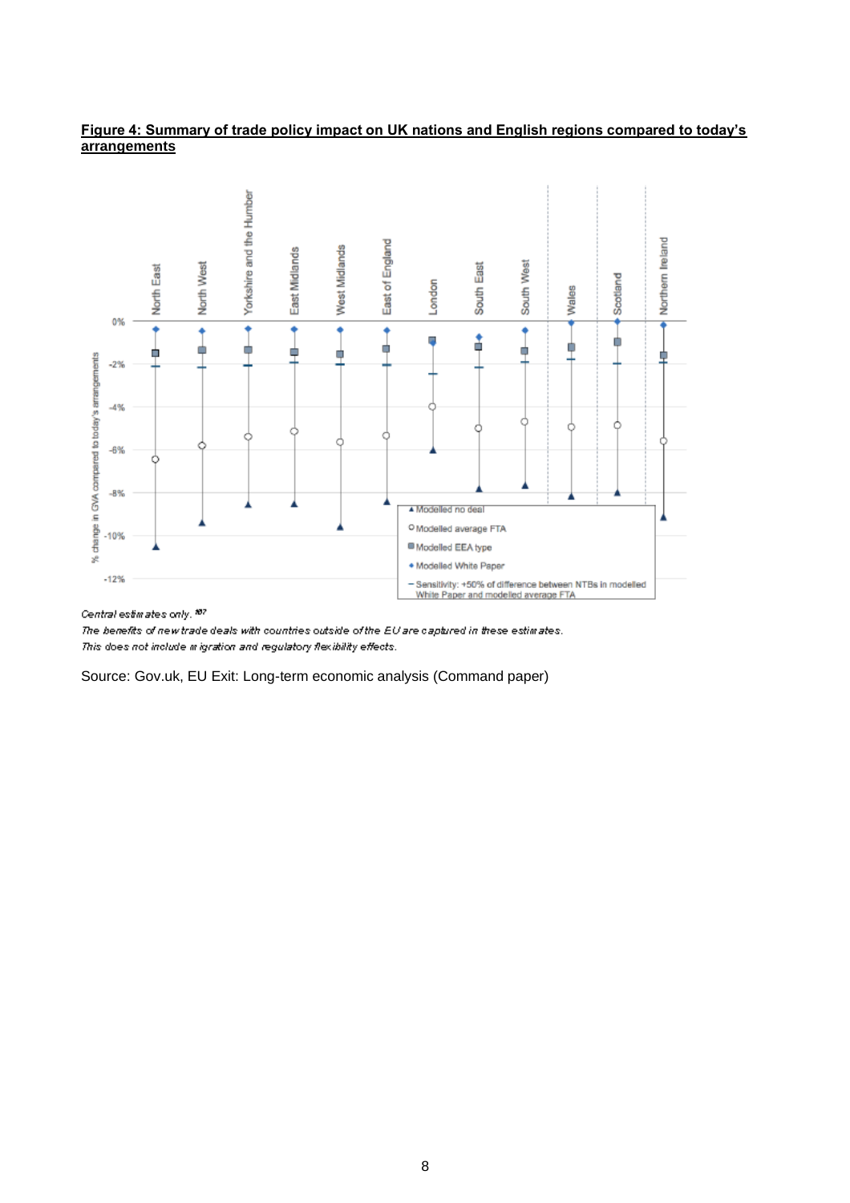**Figure 4: Summary of trade policy impact on UK nations and English regions compared to today's arrangements**

North East
North West
Yorkshire and the Humber
East Midlands
West Midlands
East of England
London
South East
South West
Wales
Scotland
Northern Ireland

0%
-2%
-4%
-6%
-8%
-10%
-12%

% change in GVA compared to today's arrangements

▲ Modelled no deal
○ Modelled average FTA
■ Modelled EEA type
◆ Modelled White Paper
– Sensitivity: +50% of difference between NTBs in modelled White Paper and modelled average FTA

*Central estimates only.*[107]

*The benefits of new trade deals with countries outside of the EU are captured in these estimates.*

*This does not include migration and regulatory flexibility effects.*

Source: Gov.uk, EU Exit: Long-term economic analysis (Command paper)